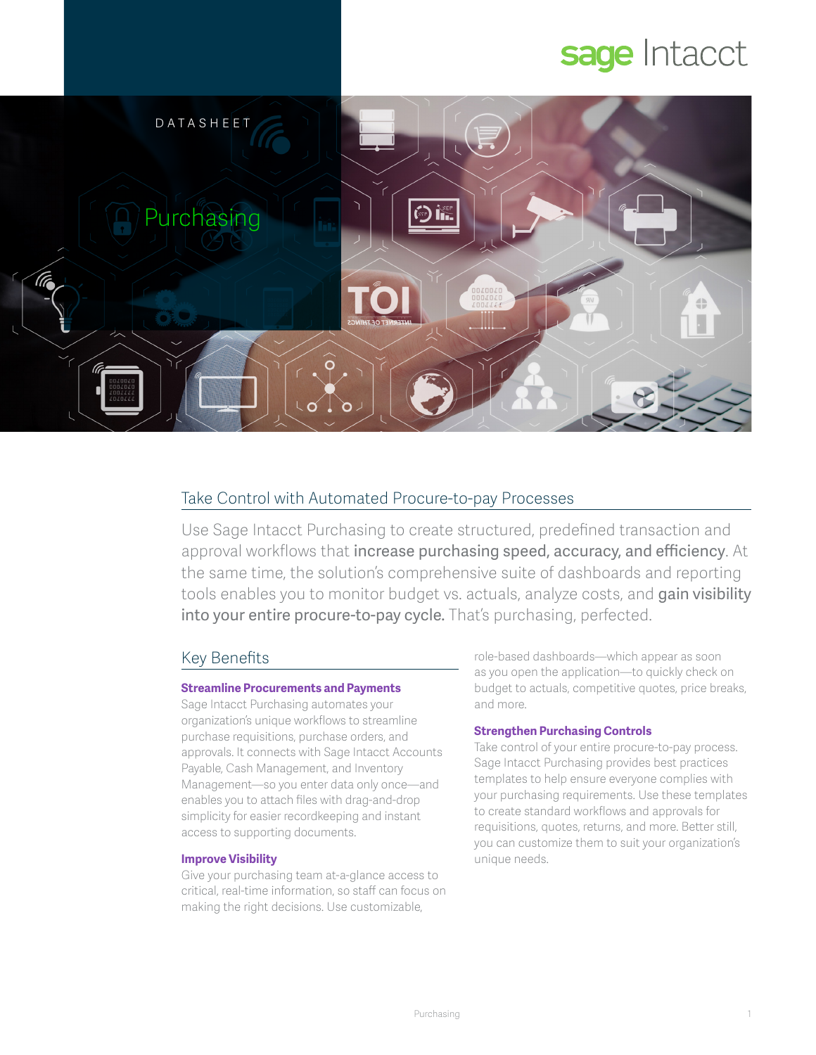sage Intacct

DATASHEET

# Purchasing

## Take Control with Automated Procure-to-pay Processes

Use Sage Intacct Purchasing to create structured, predefined transaction and approval workflows that **increase purchasing speed, accuracy, and efficiency**. At the same time, the solution's comprehensive suite of dashboards and reporting tools enables you to monitor budget vs. actuals, analyze costs, and **gain visibility into your entire procure-to-pay cycle.** That's purchasing, perfected.

## Key Benefits

### Streamline Procurements and Payments

Sage Intacct Purchasing automates your organization's unique workflows to streamline purchase requisitions, purchase orders, and approvals. It connects with Sage Intacct Accounts Payable, Cash Management, and Inventory Management—so you enter data only once—and enables you to attach files with drag-and-drop simplicity for easier recordkeeping and instant access to supporting documents.

### Improve Visibility

Give your purchasing team at-a-glance access to critical, real-time information, so staff can focus on making the right decisions. Use customizable, role-based dashboards—which appear as soon as you open the application—to quickly check on budget to actuals, competitive quotes, price breaks, and more.

### Strengthen Purchasing Controls

Take control of your entire procure-to-pay process. Sage Intacct Purchasing provides best practices templates to help ensure everyone complies with your purchasing requirements. Use these templates to create standard workflows and approvals for requisitions, quotes, returns, and more. Better still, you can customize them to suit your organization's unique needs.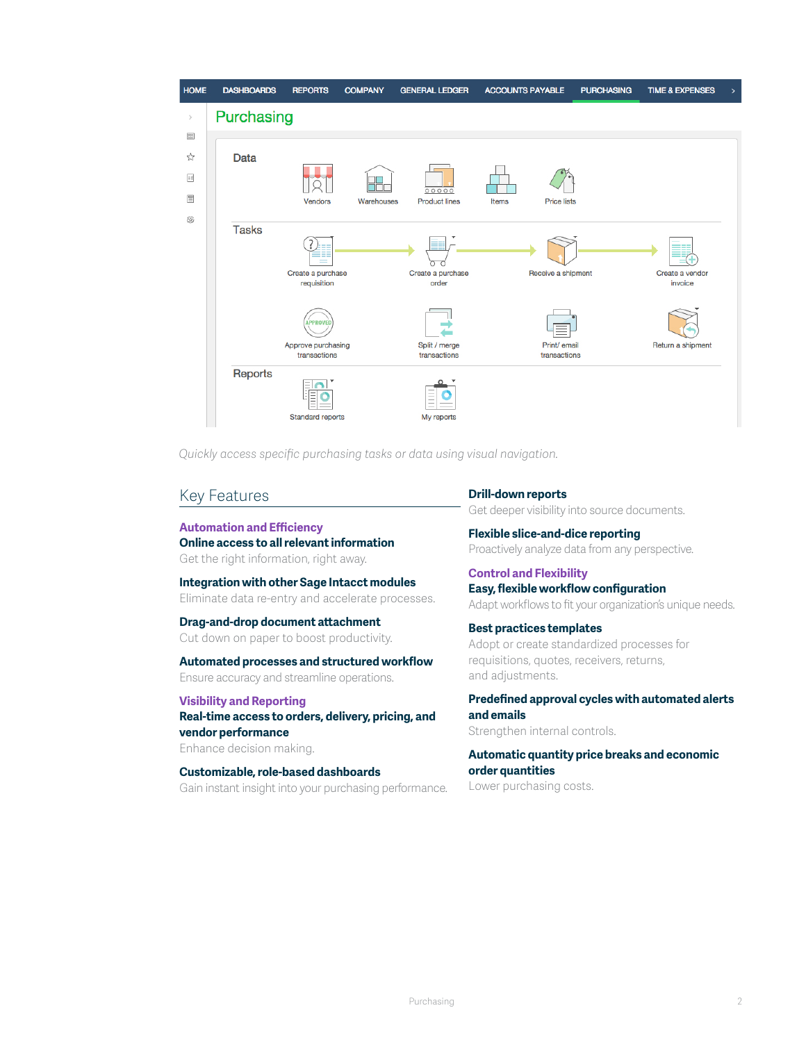*Quickly access specific purchasing tasks or data using visual navigation.*

## Key Features

### Automation and Efficiency

**Online access to all relevant information**
Get the right information, right away.

**Integration with other Sage Intacct modules**
Eliminate data re-entry and accelerate processes.

**Drag-and-drop document attachment**
Cut down on paper to boost productivity.

**Automated processes and structured workflow**
Ensure accuracy and streamline operations.

### Visibility and Reporting

**Real-time access to orders, delivery, pricing, and vendor performance**
Enhance decision making.

**Customizable, role-based dashboards**
Gain instant insight into your purchasing performance.

**Drill-down reports**
Get deeper visibility into source documents.

**Flexible slice-and-dice reporting**
Proactively analyze data from any perspective.

### Control and Flexibility

**Easy, flexible workflow configuration**
Adapt workflows to fit your organization's unique needs.

**Best practices templates**
Adopt or create standardized processes for requisitions, quotes, receivers, returns, and adjustments.

**Predefined approval cycles with automated alerts and emails**
Strengthen internal controls.

**Automatic quantity price breaks and economic order quantities**
Lower purchasing costs.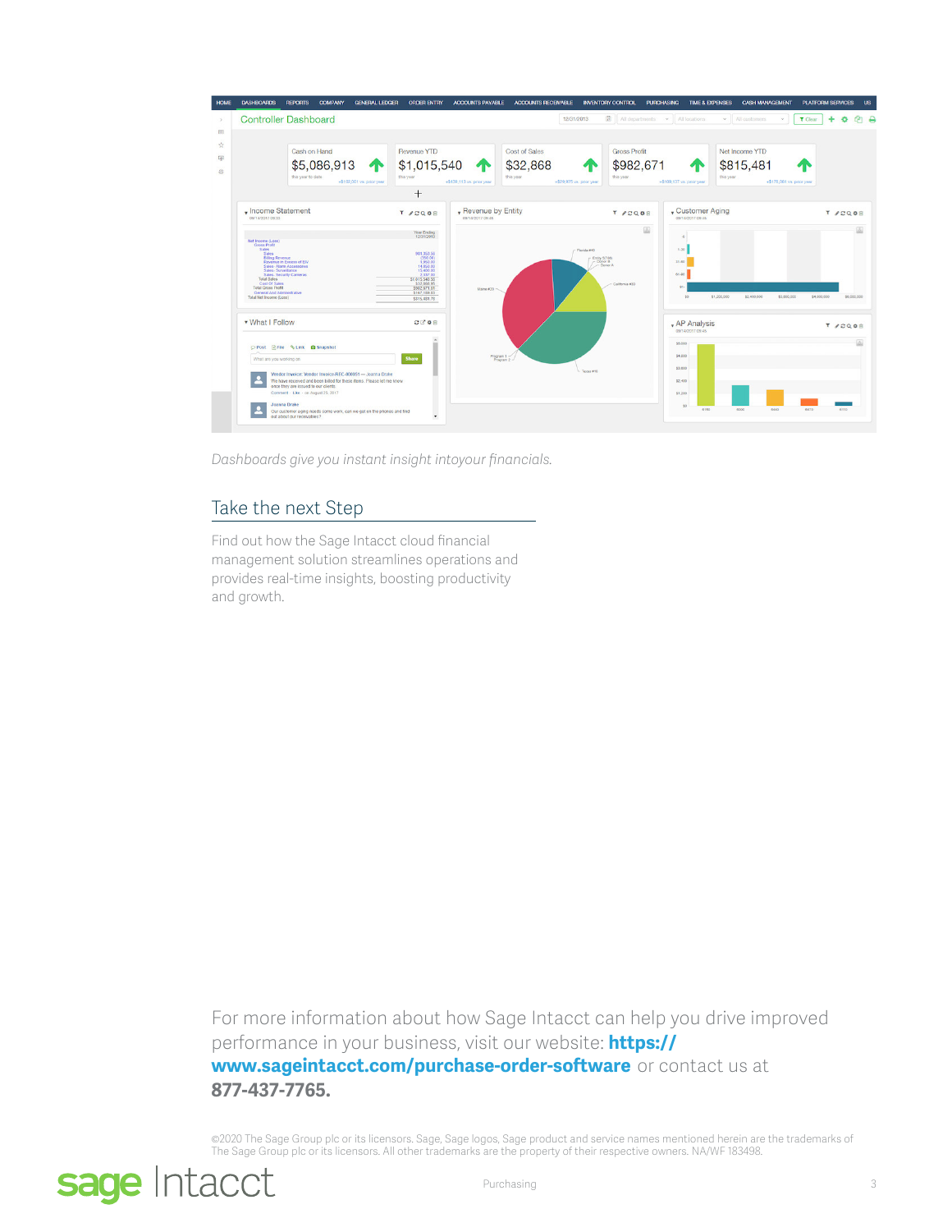*Dashboards give you instant insight intoyour financials.*

## Take the next Step

Find out how the Sage Intacct cloud financial management solution streamlines operations and provides real-time insights, boosting productivity and growth.

For more information about how Sage Intacct can help you drive improved performance in your business, visit our website: **https://www.sageintacct.com/purchase-order-software** or contact us at **877-437-7765.**

©2020 The Sage Group plc or its licensors. Sage, Sage logos, Sage product and service names mentioned herein are the trademarks of The Sage Group plc or its licensors. All other trademarks are the property of their respective owners. NA/WF 183498.